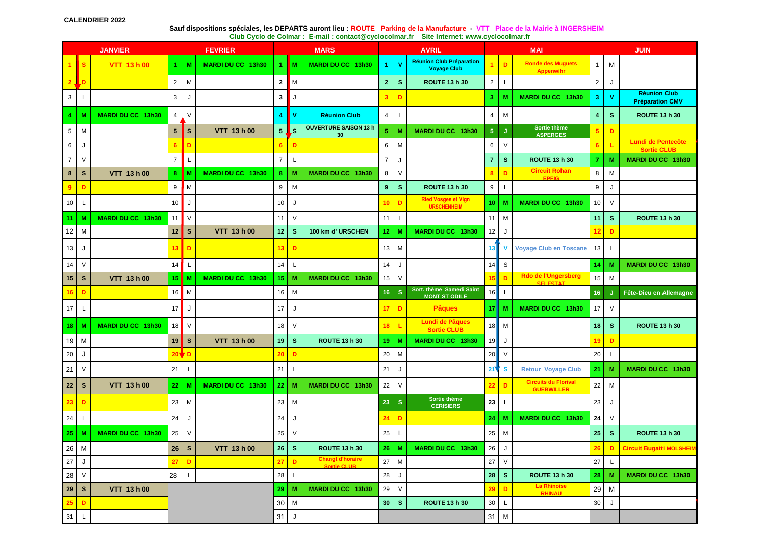**CALENDRIER 2022**

**Sauf dispositions spéciales, les DEPARTS auront lieu : ROUTE Parking de la Manufacture - VTT Place de la Mairie à INGERSHEIM**

**Club Cyclo de Colmar : E-mail : contact@cyclocolmar.fr Site Internet: www.cyclocolmar.fr**

| JANVIER | | | FEVRIER | | | MARS | | | AVRIL | | | MAI | | | JUIN | | |
|---|---|---|---|---|---|---|---|---|---|---|---|---|---|---|---|---|---|
| 1 | S | VTT 13 h 00 | 1 | M | MARDI DU CC 13h30 | 1 | M | MARDI DU CC 13h30 | 1 | V | Réunion Club Préparation Voyage Club | 1 | D | Ronde des Muguets Appenwihr | 1 | M | |
| 2 | D | | 2 | M | | 2 | M | | 2 | S | ROUTE 13 h 30 | 2 | L | | 2 | J | |
| 3 | L | | 3 | J | | 3 | J | | 3 | D | | 3 | M | MARDI DU CC 13h30 | 3 | V | Réunion Club Préparation CMV |
| 4 | M | MARDI DU CC 13h30 | 4 | V | | 4 | V | Réunion Club | 4 | L | | 4 | M | | 4 | S | ROUTE 13 h 30 |
| 5 | M | | 5 | S | VTT 13 h 00 | 5 | S | OUVERTURE SAISON 13 h 30 | 5 | M | MARDI DU CC 13h30 | 5 | J | Sortie thème ASPERGES | 5 | D | |
| 6 | J | | 6 | D | | 6 | D | | 6 | M | | 6 | V | | 6 | L | Lundi de Pentecôte Sortie CLUB |
| 7 | V | | 7 | L | | 7 | L | | 7 | J | | 7 | S | ROUTE 13 h 30 | 7 | M | MARDI DU CC 13h30 |
| 8 | S | VTT 13 h 00 | 8 | M | MARDI DU CC 13h30 | 8 | M | MARDI DU CC 13h30 | 8 | V | | 8 | D | Circuit Rohan EPFIG | 8 | M | |
| 9 | D | | 9 | M | | 9 | M | | 9 | S | ROUTE 13 h 30 | 9 | L | | 9 | J | |
| 10 | L | | 10 | J | | 10 | J | | 10 | D | Ried Vosges et Vign URSCHENHEIM | 10 | M | MARDI DU CC 13h30 | 10 | V | |
| 11 | M | MARDI DU CC 13h30 | 11 | V | | 11 | V | | 11 | L | | 11 | M | | 11 | S | ROUTE 13 h 30 |
| 12 | M | | 12 | S | VTT 13 h 00 | 12 | S | 100 km d' URSCHEN | 12 | M | MARDI DU CC 13h30 | 12 | J | | 12 | D | |
| 13 | J | | 13 | D | | 13 | D | | 13 | M | | 13 | V | Voyage Club en Toscane | 13 | L | |
| 14 | V | | 14 | L | | 14 | L | | 14 | J | | 14 | S | | 14 | M | MARDI DU CC 13h30 |
| 15 | S | VTT 13 h 00 | 15 | M | MARDI DU CC 13h30 | 15 | M | MARDI DU CC 13h30 | 15 | V | | 15 | D | Rdo de l'Ungersberg SELESTAT | 15 | M | |
| 16 | D | | 16 | M | | 16 | M | | 16 | S | Sort. thème Samedi Saint MONT ST ODILE | 16 | L | | 16 | J | Fête-Dieu en Allemagne |
| 17 | L | | 17 | J | | 17 | J | | 17 | D | Pâques | 17 | M | MARDI DU CC 13h30 | 17 | V | |
| 18 | M | MARDI DU CC 13h30 | 18 | V | | 18 | V | | 18 | L | Lundi de Pâques Sortie CLUB | 18 | M | | 18 | S | ROUTE 13 h 30 |
| 19 | M | | 19 | S | VTT 13 h 00 | 19 | S | ROUTE 13 h 30 | 19 | M | MARDI DU CC 13h30 | 19 | J | | 19 | D | |
| 20 | J | | 20 | D | | 20 | D | | 20 | M | | 20 | V | | 20 | L | |
| 21 | V | | 21 | L | | 21 | L | | 21 | J | | 21 | S | Retour Voyage Club | 21 | M | MARDI DU CC 13h30 |
| 22 | S | VTT 13 h 00 | 22 | M | MARDI DU CC 13h30 | 22 | M | MARDI DU CC 13h30 | 22 | V | | 22 | D | Circuits du Florival GUEBWILLER | 22 | M | |
| 23 | D | | 23 | M | | 23 | M | | 23 | S | Sortie thème CERISIERS | 23 | L | | 23 | J | |
| 24 | L | | 24 | J | | 24 | J | | 24 | D | | 24 | M | MARDI DU CC 13h30 | 24 | V | |
| 25 | M | MARDI DU CC 13h30 | 25 | V | | 25 | V | | 25 | L | | 25 | M | | 25 | S | ROUTE 13 h 30 |
| 26 | M | | 26 | S | VTT 13 h 00 | 26 | S | ROUTE 13 h 30 | 26 | M | MARDI DU CC 13h30 | 26 | J | | 26 | D | Circuit Bugatti MOLSHEIM |
| 27 | J | | 27 | D | | 27 | D | Changt d'horaire Sortie CLUB | 27 | M | | 27 | V | | 27 | L | |
| 28 | V | | 28 | L | | 28 | L | | 28 | J | | 28 | S | ROUTE 13 h 30 | 28 | M | MARDI DU CC 13h30 |
| 29 | S | VTT 13 h 00 | | | | 29 | M | MARDI DU CC 13h30 | 29 | V | | 29 | D | La Rhinoise RHINAU | 29 | M | |
| 25 | D | | | | | 30 | M | | 30 | S | ROUTE 13 h 30 | 30 | L | | 30 | J | |
| 31 | L | | | | | 31 | J | | | | | 31 | M | | | | |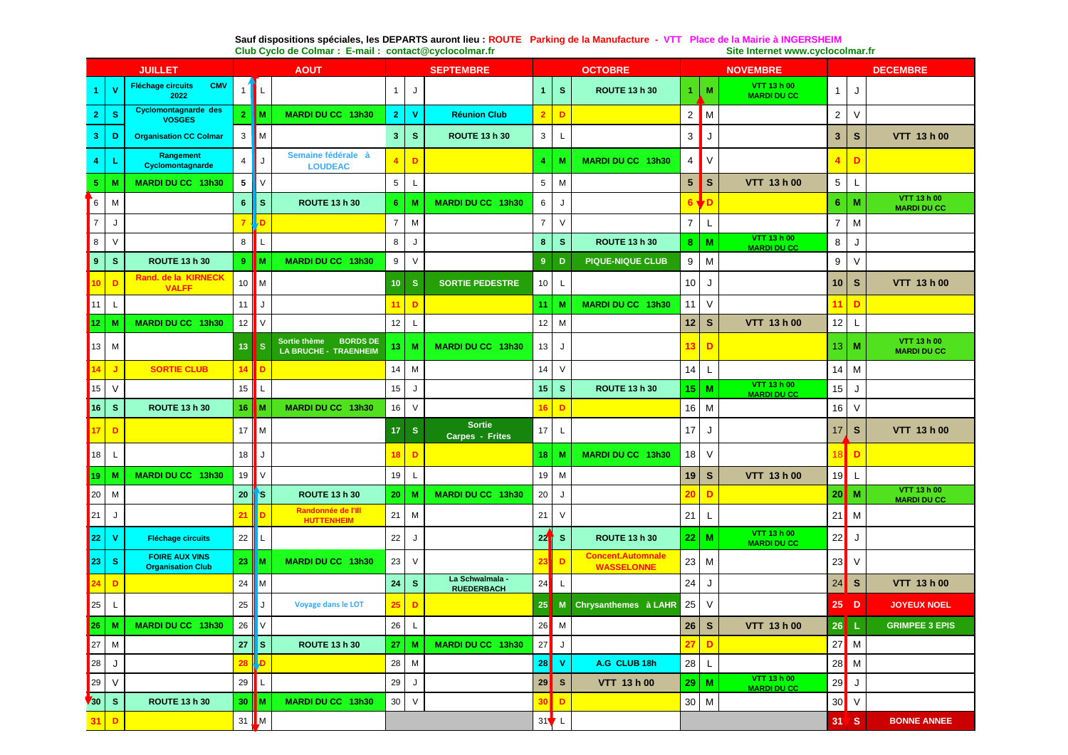Sauf dispositions spéciales, les DEPARTS auront lieu : ROUTE Parking de la Manufacture - VTT Place de la Mairie à INGERSHEIM
Club Cyclo de Colmar : E-mail : contact@cyclocolmar.fr Site Internet www.cyclocolmar.fr

| JUILLET | | | AOUT | | | SEPTEMBRE | | | OCTOBRE | | | NOVEMBRE | | | DECEMBRE | | |
|---|---|---|---|---|---|---|---|---|---|---|---|---|---|---|---|---|---|
| 1 | V | Fléchage circuits CMV 2022 | 1 | L | | 1 | J | | 1 | S | ROUTE 13 h 30 | 1 | M | VTT 13 h 00 MARDI DU CC | 1 | J | |
| 2 | S | Cyclomontagnarde des VOSGES | 2 | M | MARDI DU CC 13h30 | 2 | V | Réunion Club | 2 | D | | 2 | M | | 2 | V | |
| 3 | D | Organisation CC Colmar | 3 | M | | 3 | S | ROUTE 13 h 30 | 3 | L | | 3 | J | | 3 | S | VTT 13 h 00 |
| 4 | L | Rangement Cyclomontagnarde | 4 | J | Semaine fédérale à LOUDEAC | 4 | D | | 4 | M | MARDI DU CC 13h30 | 4 | V | | 4 | D | |
| 5 | M | MARDI DU CC 13h30 | 5 | V | | 5 | L | | 5 | M | | 5 | S | VTT 13 h 00 | 5 | L | |
| 6 | M | | 6 | S | ROUTE 13 h 30 | 6 | M | MARDI DU CC 13h30 | 6 | J | | 6 | D | | 6 | M | VTT 13 h 00 MARDI DU CC |
| 7 | J | | 7 | D | | 7 | M | | 7 | V | | 7 | L | | 7 | M | |
| 8 | V | | 8 | L | | 8 | J | | 8 | S | ROUTE 13 h 30 | 8 | M | VTT 13 h 00 MARDI DU CC | 8 | J | |
| 9 | S | ROUTE 13 h 30 | 9 | M | MARDI DU CC 13h30 | 9 | V | | 9 | D | PIQUE-NIQUE CLUB | 9 | M | | 9 | V | |
| 10 | D | Rand. de la KIRNECK VALFF | 10 | M | | 10 | S | SORTIE PEDESTRE | 10 | L | | 10 | J | | 10 | S | VTT 13 h 00 |
| 11 | L | | 11 | J | | 11 | D | | 11 | M | MARDI DU CC 13h30 | 11 | V | | 11 | D | |
| 12 | M | MARDI DU CC 13h30 | 12 | V | | 12 | L | | 12 | M | | 12 | S | VTT 13 h 00 | 12 | L | |
| 13 | M | | 13 | S | Sortie thème BORDS DE LA BRUCHE - TRAENHEIM | 13 | M | MARDI DU CC 13h30 | 13 | J | | 13 | D | | 13 | M | VTT 13 h 00 MARDI DU CC |
| 14 | J | SORTIE CLUB | 14 | D | | 14 | M | | 14 | V | | 14 | L | | 14 | M | |
| 15 | V | | 15 | L | | 15 | J | | 15 | S | ROUTE 13 h 30 | 15 | M | VTT 13 h 00 MARDI DU CC | 15 | J | |
| 16 | S | ROUTE 13 h 30 | 16 | M | MARDI DU CC 13h30 | 16 | V | | 16 | D | | 16 | M | | 16 | V | |
| 17 | D | | 17 | M | | 17 | S | Sortie Carpes - Frites | 17 | L | | 17 | J | | 17 | S | VTT 13 h 00 |
| 18 | L | | 18 | J | | 18 | D | | 18 | M | MARDI DU CC 13h30 | 18 | V | | 18 | D | |
| 19 | M | MARDI DU CC 13h30 | 19 | V | | 19 | L | | 19 | M | | 19 | S | VTT 13 h 00 | 19 | L | |
| 20 | M | | 20 | S | ROUTE 13 h 30 | 20 | M | MARDI DU CC 13h30 | 20 | J | | 20 | D | | 20 | M | VTT 13 h 00 MARDI DU CC |
| 21 | J | | 21 | D | Randonnée de l'Ill HUTTENHEIM | 21 | M | | 21 | V | | 21 | L | | 21 | M | |
| 22 | V | Fléchage circuits | 22 | L | | 22 | J | | 22 | S | ROUTE 13 h 30 | 22 | M | VTT 13 h 00 MARDI DU CC | 22 | J | |
| 23 | S | FOIRE AUX VINS Organisation Club | 23 | M | MARDI DU CC 13h30 | 23 | V | | 23 | D | Concent.Automnale WASSELONNE | 23 | M | | 23 | V | |
| 24 | D | | 24 | M | | 24 | S | La Schwalmala - RUEDERBACH | 24 | L | | 24 | J | | 24 | S | VTT 13 h 00 |
| 25 | L | | 25 | J | Voyage dans le LOT | 25 | D | | 25 | M | Chrysanthemes à LAHR | 25 | V | | 25 | D | JOYEUX NOEL |
| 26 | M | MARDI DU CC 13h30 | 26 | V | | 26 | L | | 26 | M | | 26 | S | VTT 13 h 00 | 26 | L | GRIMPEE 3 EPIS |
| 27 | M | | 27 | S | ROUTE 13 h 30 | 27 | M | MARDI DU CC 13h30 | 27 | J | | 27 | D | | 27 | M | |
| 28 | J | | 28 | D | | 28 | M | | 28 | V | A.G CLUB 18h | 28 | L | | 28 | M | |
| 29 | V | | 29 | L | | 29 | J | | 29 | S | VTT 13 h 00 | 29 | M | VTT 13 h 00 MARDI DU CC | 29 | J | |
| 30 | S | ROUTE 13 h 30 | 30 | M | MARDI DU CC 13h30 | 30 | V | | 30 | D | | 30 | M | | 30 | V | |
| 31 | D | | 31 | M | | | | | 31 | L | | | | | 31 | S | BONNE ANNEE |